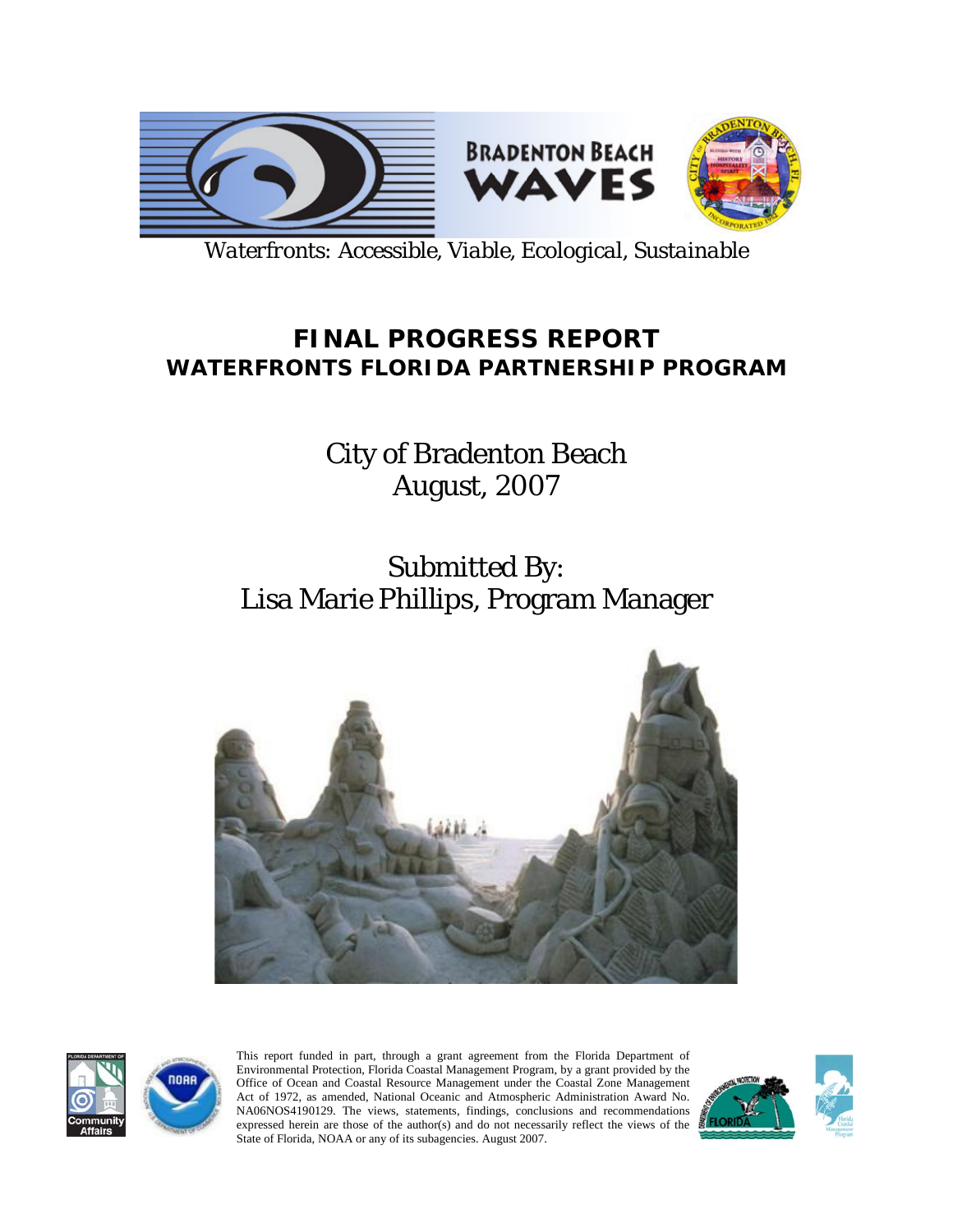BRADENTON BEACH WAVES

*Waterfronts: Accessible, Viable, Ecological, Sustainable*

# FINAL PROGRESS REPORT
## WATERFRONTS FLORIDA PARTNERSHIP PROGRAM

City of Bradenton Beach
August, 2007

Submitted By:
Lisa Marie Phillips, Program Manager

This report funded in part, through a grant agreement from the Florida Department of Environmental Protection, Florida Coastal Management Program, by a grant provided by the Office of Ocean and Coastal Resource Management under the Coastal Zone Management Act of 1972, as amended, National Oceanic and Atmospheric Administration Award No. NA06NOS4190129. The views, statements, findings, conclusions and recommendations expressed herein are those of the author(s) and do not necessarily reflect the views of the State of Florida, NOAA or any of its subagencies. August 2007.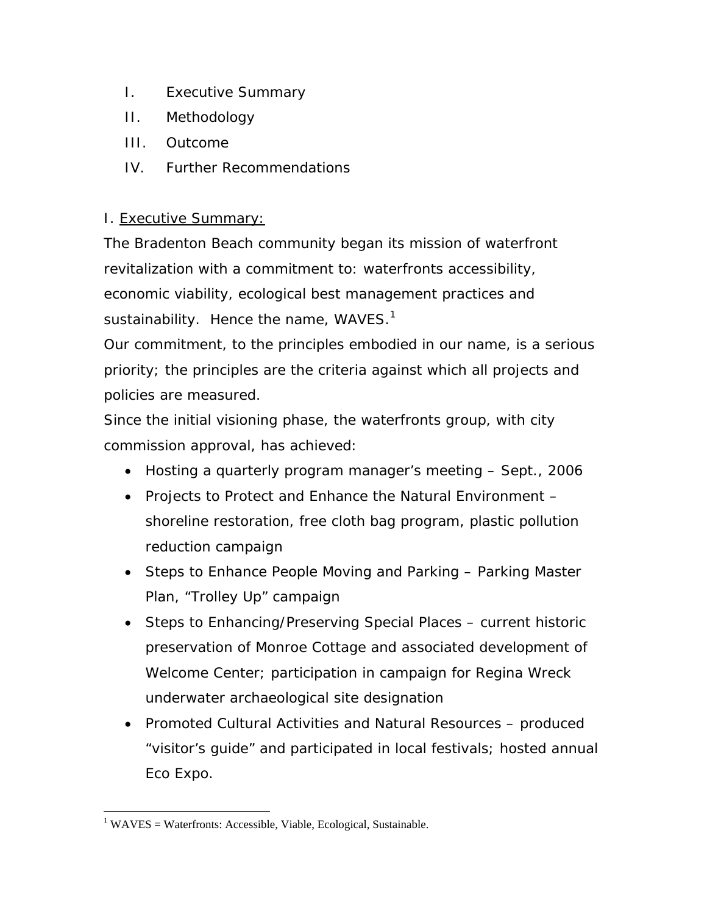I. Executive Summary
II. Methodology
III. Outcome
IV. Further Recommendations

## I. Executive Summary:

The Bradenton Beach community began its mission of waterfront revitalization with a commitment to: waterfronts accessibility, economic viability, ecological best management practices and sustainability. Hence the name, WAVES.[1]

Our commitment, to the principles embodied in our name, is a serious priority; the principles are the criteria against which all projects and policies are measured.

Since the initial visioning phase, the waterfronts group, with city commission approval, has achieved:

- Hosting a quarterly program manager's meeting – Sept., 2006
- Projects to Protect and Enhance the Natural Environment – shoreline restoration, free cloth bag program, plastic pollution reduction campaign
- Steps to Enhance People Moving and Parking – Parking Master Plan, "Trolley Up" campaign
- Steps to Enhancing/Preserving Special Places – current historic preservation of Monroe Cottage and associated development of Welcome Center; participation in campaign for Regina Wreck underwater archaeological site designation
- Promoted Cultural Activities and Natural Resources – produced "visitor's guide" and participated in local festivals; hosted annual Eco Expo.

---

[1] WAVES = Waterfronts: Accessible, Viable, Ecological, Sustainable.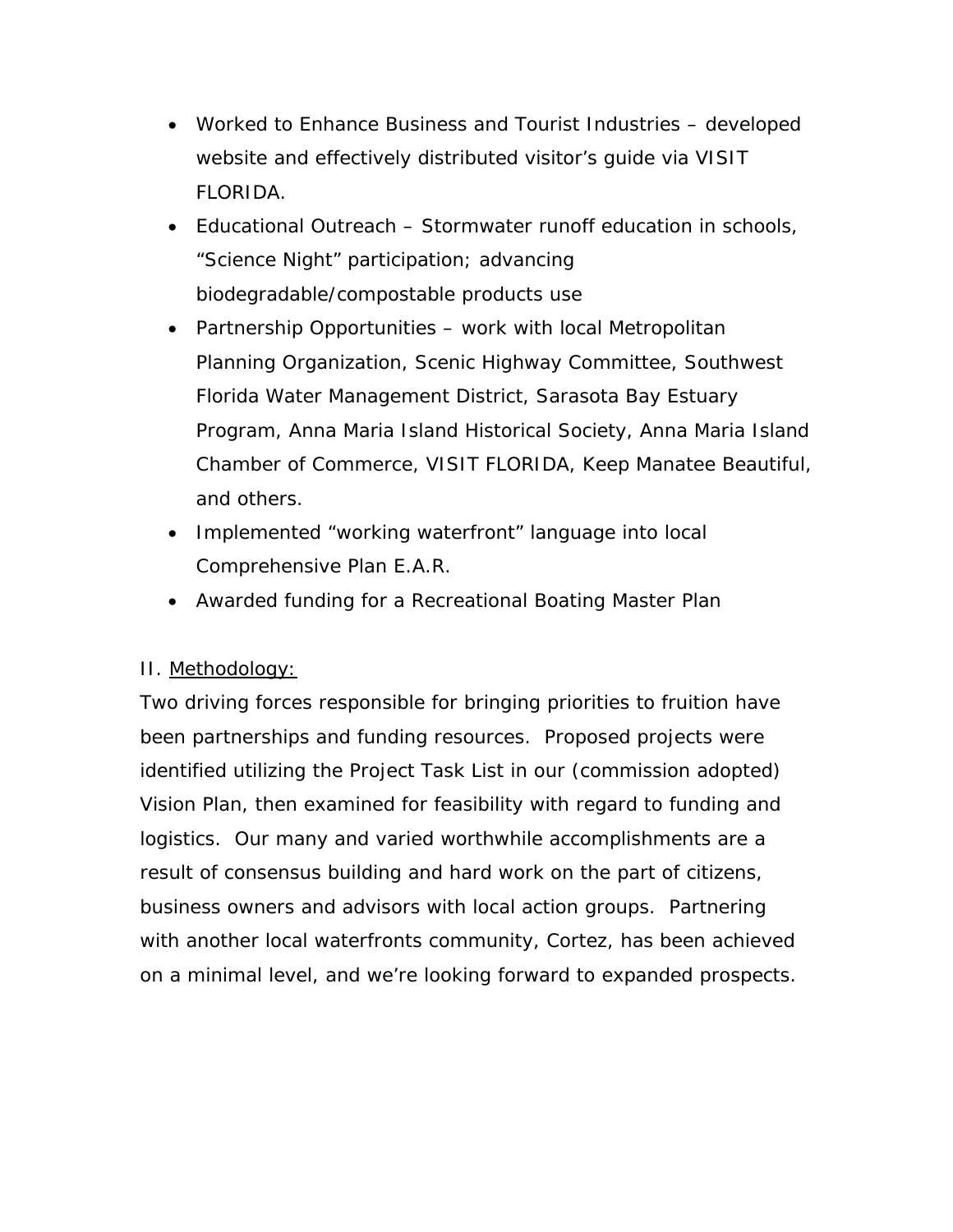- Worked to Enhance Business and Tourist Industries – developed website and effectively distributed visitor's guide via VISIT FLORIDA.
- Educational Outreach – Stormwater runoff education in schools, "Science Night" participation; advancing biodegradable/compostable products use
- Partnership Opportunities – work with local Metropolitan Planning Organization, Scenic Highway Committee, Southwest Florida Water Management District, Sarasota Bay Estuary Program, Anna Maria Island Historical Society, Anna Maria Island Chamber of Commerce, VISIT FLORIDA, Keep Manatee Beautiful, and others.
- Implemented "working waterfront" language into local Comprehensive Plan E.A.R.
- Awarded funding for a Recreational Boating Master Plan

II. <u>Methodology:</u>

Two driving forces responsible for bringing priorities to fruition have been partnerships and funding resources. Proposed projects were identified utilizing the Project Task List in our (commission adopted) Vision Plan, then examined for feasibility with regard to funding and logistics. Our many and varied worthwhile accomplishments are a result of consensus building and hard work on the part of citizens, business owners and advisors with local action groups. Partnering with another local waterfronts community, Cortez, has been achieved on a minimal level, and we're looking forward to expanded prospects.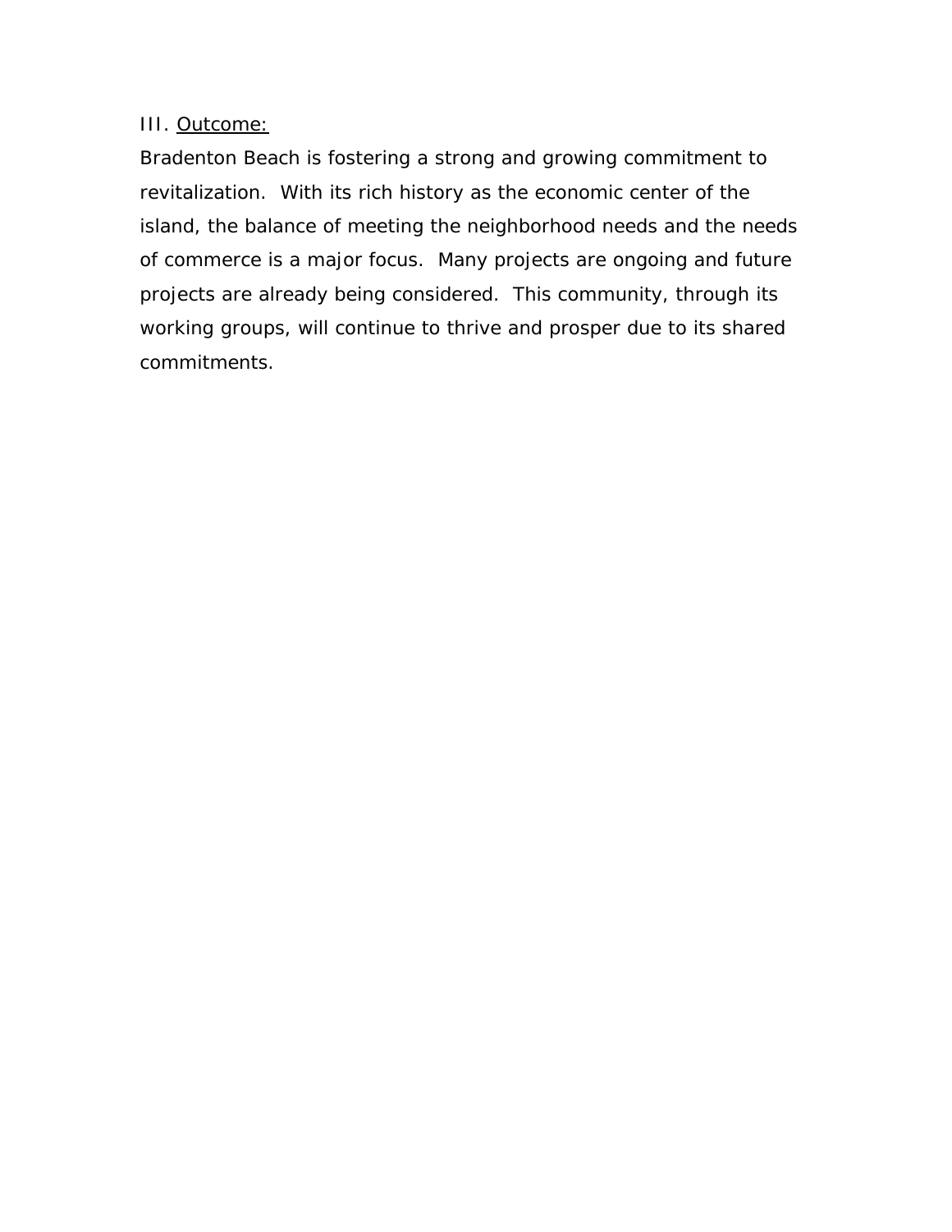III. Outcome:

Bradenton Beach is fostering a strong and growing commitment to revitalization. With its rich history as the economic center of the island, the balance of meeting the neighborhood needs and the needs of commerce is a major focus. Many projects are ongoing and future projects are already being considered. This community, through its working groups, will continue to thrive and prosper due to its shared commitments.